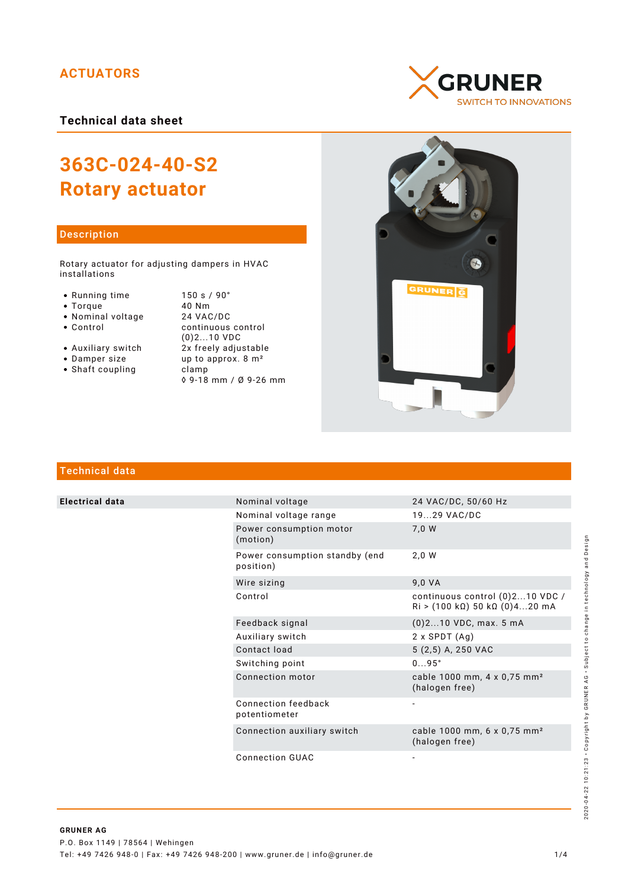ACTUATORS

GRUNER
SWITCH TO INNOVATIONS

**Technical data sheet**

# 363C-024-40-S2
# Rotary actuator

## Description

Rotary actuator for adjusting dampers in HVAC installations

| | |
|---|---|
| • Running time | 150 s / 90° |
| • Torque | 40 Nm |
| • Nominal voltage | 24 VAC/DC |
| • Control | continuous control (0)2...10 VDC |
| • Auxiliary switch | 2x freely adjustable |
| • Damper size | up to approx. 8 m² |
| • Shaft coupling | clamp ◊ 9-18 mm / Ø 9-26 mm |

## Technical data

| | | |
|---|---|---|
| **Electrical data** | Nominal voltage | 24 VAC/DC, 50/60 Hz |
| | Nominal voltage range | 19...29 VAC/DC |
| | Power consumption motor (motion) | 7,0 W |
| | Power consumption standby (end position) | 2,0 W |
| | Wire sizing | 9,0 VA |
| | Control | continuous control (0)2...10 VDC / Ri > (100 kΩ) 50 kΩ (0)4...20 mA |
| | Feedback signal | (0)2...10 VDC, max. 5 mA |
| | Auxiliary switch | 2 x SPDT (Ag) |
| | Contact load | 5 (2,5) A, 250 VAC |
| | Switching point | 0...95° |
| | Connection motor | cable 1000 mm, 4 x 0,75 mm² (halogen free) |
| | Connection feedback potentiometer | - |
| | Connection auxiliary switch | cable 1000 mm, 6 x 0,75 mm² (halogen free) |
| | Connection GUAC | - |

**GRUNER AG**
P.O. Box 1149 | 78564 | Wehingen
Tel: +49 7426 948-0 | Fax: +49 7426 948-200 | www.gruner.de | info@gruner.de

2020-04-22 10:21:23 · Copyright by GRUNER AG · Subject to change in technology and Design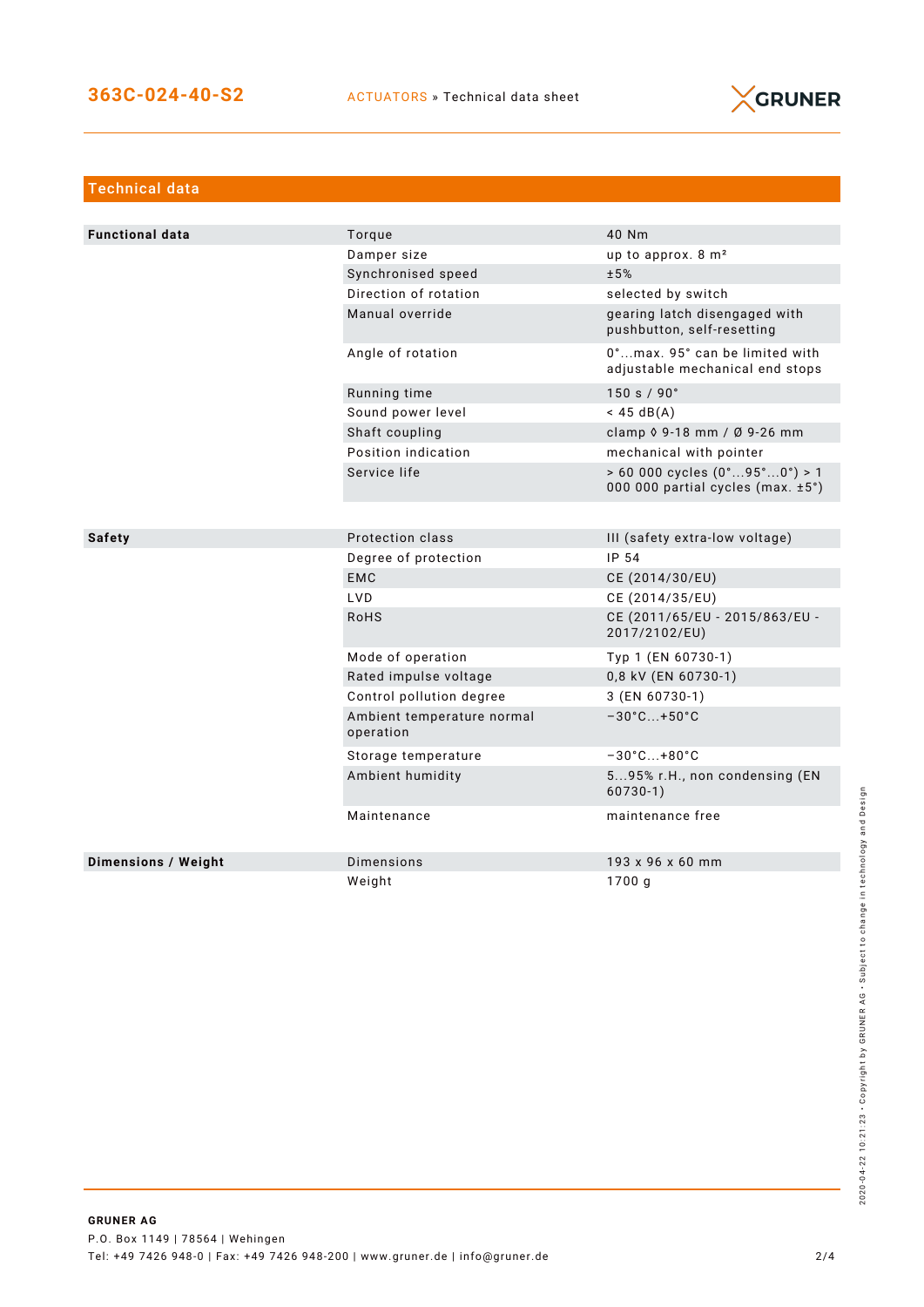## Technical data

| | | |
|---|---|---|
| **Functional data** | Torque | 40 Nm |
| | Damper size | up to approx. 8 m² |
| | Synchronised speed | ±5% |
| | Direction of rotation | selected by switch |
| | Manual override | gearing latch disengaged with pushbutton, self-resetting |
| | Angle of rotation | 0°...max. 95° can be limited with adjustable mechanical end stops |
| | Running time | 150 s / 90° |
| | Sound power level | < 45 dB(A) |
| | Shaft coupling | clamp ◊ 9-18 mm / Ø 9-26 mm |
| | Position indication | mechanical with pointer |
| | Service life | > 60 000 cycles (0°...95°...0°) > 1 000 000 partial cycles (max. ±5°) |

| | | |
|---|---|---|
| **Safety** | Protection class | III (safety extra-low voltage) |
| | Degree of protection | IP 54 |
| | EMC | CE (2014/30/EU) |
| | LVD | CE (2014/35/EU) |
| | RoHS | CE (2011/65/EU - 2015/863/EU - 2017/2102/EU) |
| | Mode of operation | Typ 1 (EN 60730-1) |
| | Rated impulse voltage | 0,8 kV (EN 60730-1) |
| | Control pollution degree | 3 (EN 60730-1) |
| | Ambient temperature normal operation | −30°C...+50°C |
| | Storage temperature | −30°C...+80°C |
| | Ambient humidity | 5...95% r.H., non condensing (EN 60730-1) |
| | Maintenance | maintenance free |

| | | |
|---|---|---|
| **Dimensions / Weight** | Dimensions | 193 x 96 x 60 mm |
| | Weight | 1700 g |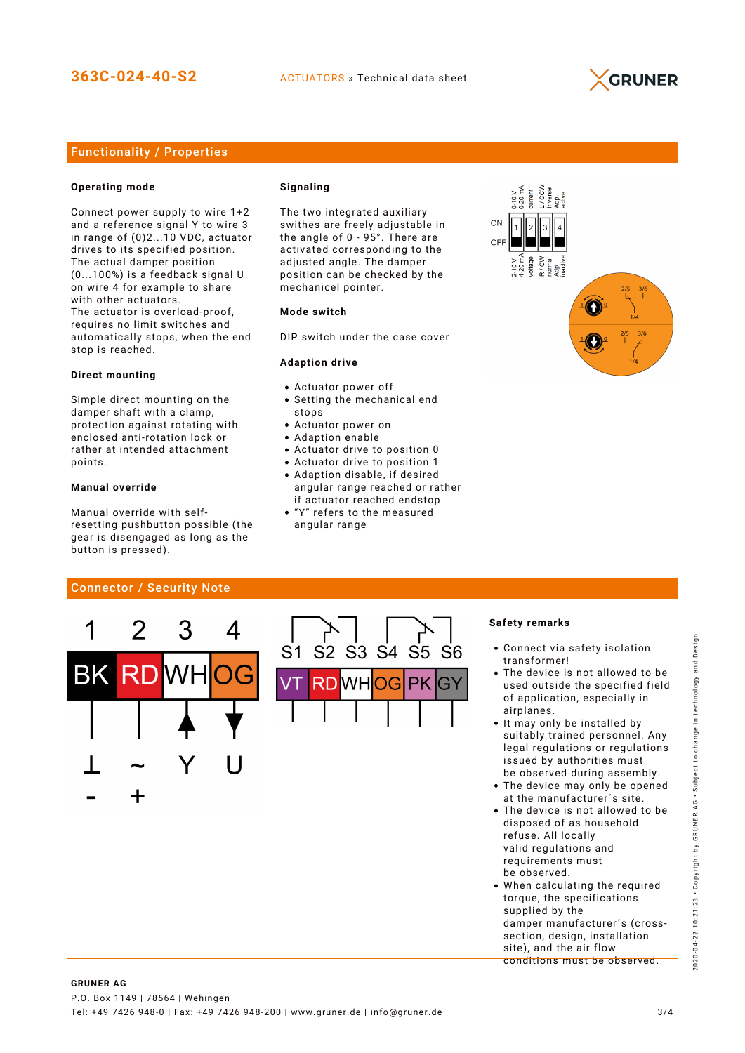## Functionality / Properties

### Operating mode

Connect power supply to wire 1+2 and a reference signal Y to wire 3 in range of (0)2...10 VDC, actuator drives to its specified position. The actual damper position (0...100%) is a feedback signal U on wire 4 for example to share with other actuators.
The actuator is overload-proof, requires no limit switches and automatically stops, when the end stop is reached.

### Direct mounting

Simple direct mounting on the damper shaft with a clamp, protection against rotating with enclosed anti-rotation lock or rather at intended attachment points.

### Manual override

Manual override with self-resetting pushbutton possible (the gear is disengaged as long as the button is pressed).

### Signaling

The two integrated auxiliary swithes are freely adjustable in the angle of 0 - 95°. There are activated corresponding to the adjusted angle. The damper position can be checked by the mechanicel pointer.

### Mode switch

DIP switch under the case cover

| DIP | 1 | 2 | 3 | 4 |
|---|---|---|---|---|
| ON | 0-10 V / 0-20 mA | current | L / CCW inverse | Adp active |
| OFF | 2-10 V / 4-20 mA | voltage | R / CW normal | Adp inactive |

### Adaption drive

- Actuator power off
- Setting the mechanical end stops
- Actuator power on
- Adaption enable
- Actuator drive to position 0
- Actuator drive to position 1
- Adaption disable, if desired angular range reached or rather if actuator reached endstop
- "Y" refers to the measured angular range

## Connector / Security Note

| 1 | 2 | 3 | 4 |
|---|---|---|---|
| BK | RD | WH | OG |
| ⊥ - | ~ + | Y | U |

| S1 | S2 | S3 | S4 | S5 | S6 |
|---|---|---|---|---|---|
| VT | RD | WH | OG | PK | GY |

### Safety remarks

- Connect via safety isolation transformer!
- The device is not allowed to be used outside the specified field of application, especially in airplanes.
- It may only be installed by suitably trained personnel. Any legal regulations or regulations issued by authorities must be observed during assembly.
- The device may only be opened at the manufacturer´s site.
- The device is not allowed to be disposed of as household refuse. All locally valid regulations and requirements must be observed.
- When calculating the required torque, the specifications supplied by the damper manufacturer´s (cross-section, design, installation site), and the air flow conditions must be observed.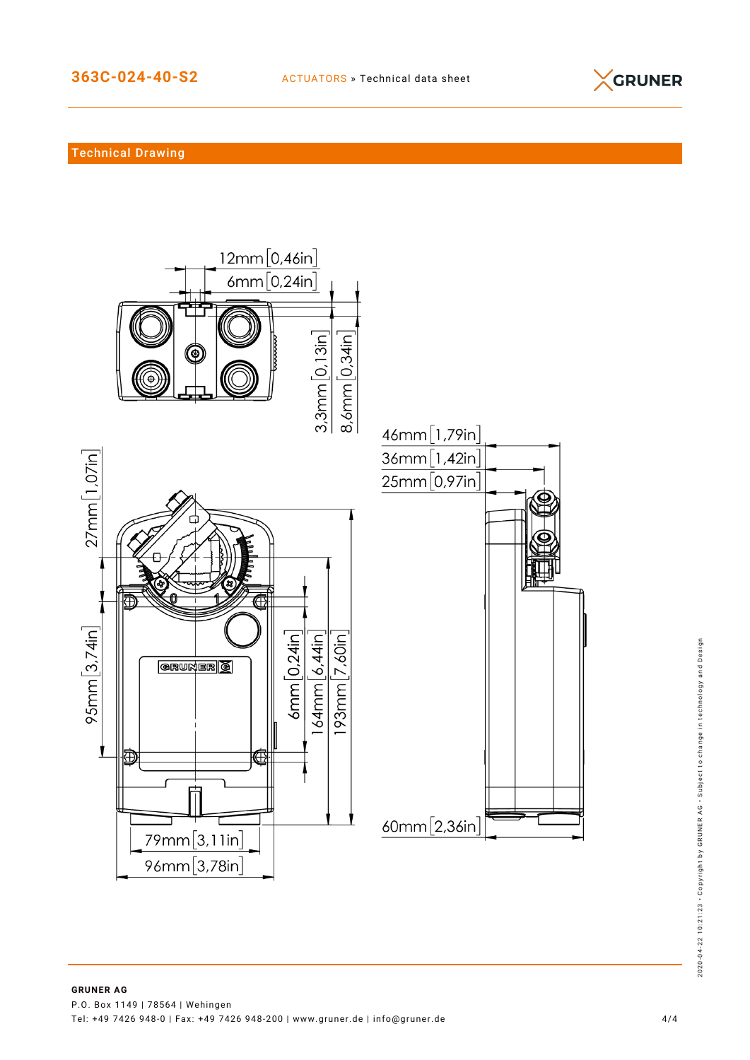## Technical Drawing

12mm [0,46in]
6mm [0,24in]
3,3mm [0,13in]
8,6mm [0,34in]
27mm [1,07in]
95mm [3,74in]
6mm [0,24in]
164mm [6,44in]
193mm [7,60in]
79mm [3,11in]
96mm [3,78in]
46mm [1,79in]
36mm [1,42in]
25mm [0,97in]
60mm [2,36in]

**GRUNER AG**
P.O. Box 1149 | 78564 | Wehingen
Tel: +49 7426 948-0 | Fax: +49 7426 948-200 | www.gruner.de | info@gruner.de